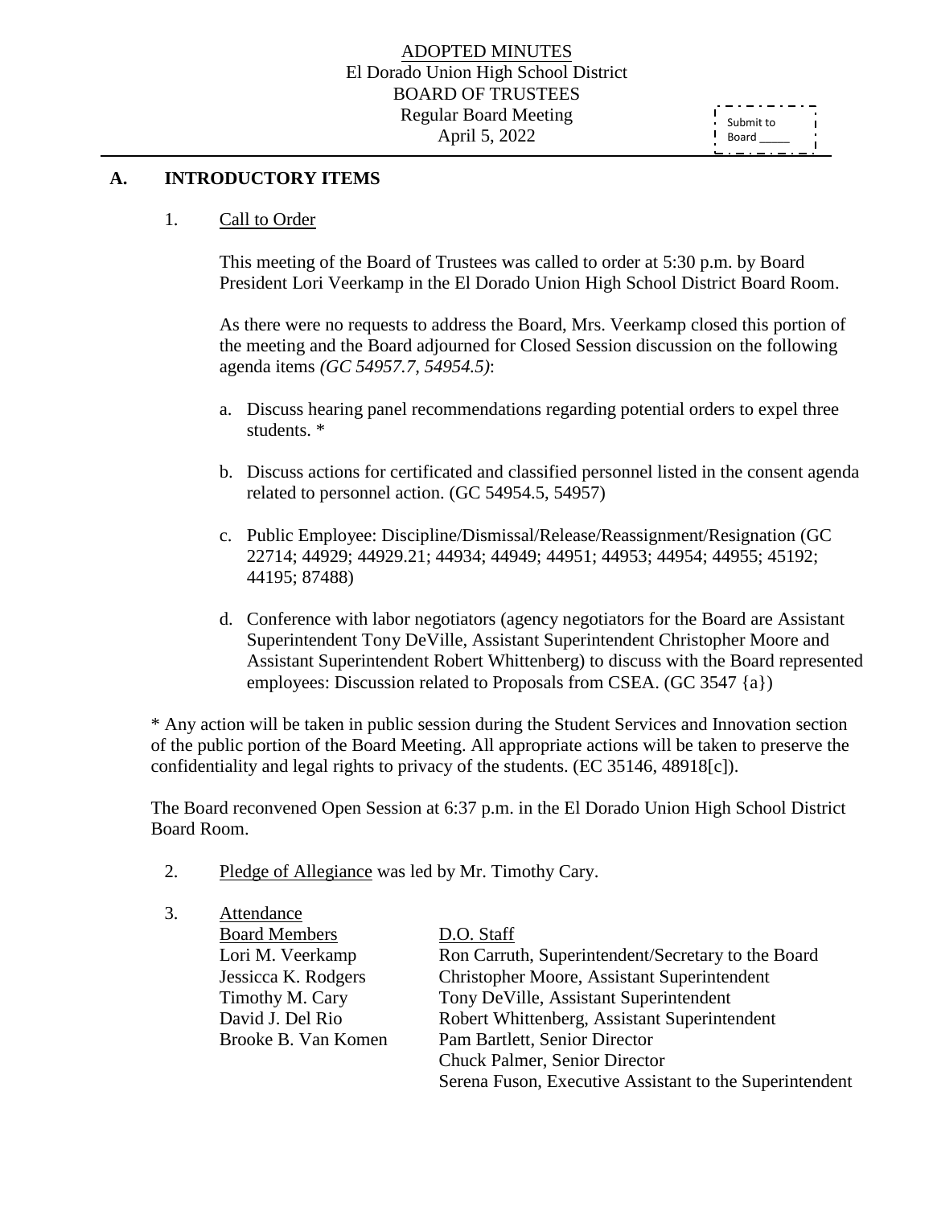# ADOPTED MINUTES
## El Dorado Union High School District
## BOARD OF TRUSTEES
### Regular Board Meeting
### April 5, 2022

Submit to Board _____

## A. INTRODUCTORY ITEMS

1. Call to Order

   This meeting of the Board of Trustees was called to order at 5:30 p.m. by Board President Lori Veerkamp in the El Dorado Union High School District Board Room.

   As there were no requests to address the Board, Mrs. Veerkamp closed this portion of the meeting and the Board adjourned for Closed Session discussion on the following agenda items *(GC 54957.7, 54954.5)*:

   a. Discuss hearing panel recommendations regarding potential orders to expel three students. *

   b. Discuss actions for certificated and classified personnel listed in the consent agenda related to personnel action. (GC 54954.5, 54957)

   c. Public Employee: Discipline/Dismissal/Release/Reassignment/Resignation (GC 22714; 44929; 44929.21; 44934; 44949; 44951; 44953; 44954; 44955; 45192; 44195; 87488)

   d. Conference with labor negotiators (agency negotiators for the Board are Assistant Superintendent Tony DeVille, Assistant Superintendent Christopher Moore and Assistant Superintendent Robert Whittenberg) to discuss with the Board represented employees: Discussion related to Proposals from CSEA. (GC 3547 {a})

\* Any action will be taken in public session during the Student Services and Innovation section of the public portion of the Board Meeting. All appropriate actions will be taken to preserve the confidentiality and legal rights to privacy of the students. (EC 35146, 48918[c]).

The Board reconvened Open Session at 6:37 p.m. in the El Dorado Union High School District Board Room.

2. Pledge of Allegiance was led by Mr. Timothy Cary.

3. Attendance

| Board Members | D.O. Staff |
|---|---|
| Lori M. Veerkamp | Ron Carruth, Superintendent/Secretary to the Board |
| Jessicca K. Rodgers | Christopher Moore, Assistant Superintendent |
| Timothy M. Cary | Tony DeVille, Assistant Superintendent |
| David J. Del Rio | Robert Whittenberg, Assistant Superintendent |
| Brooke B. Van Komen | Pam Bartlett, Senior Director |
| | Chuck Palmer, Senior Director |
| | Serena Fuson, Executive Assistant to the Superintendent |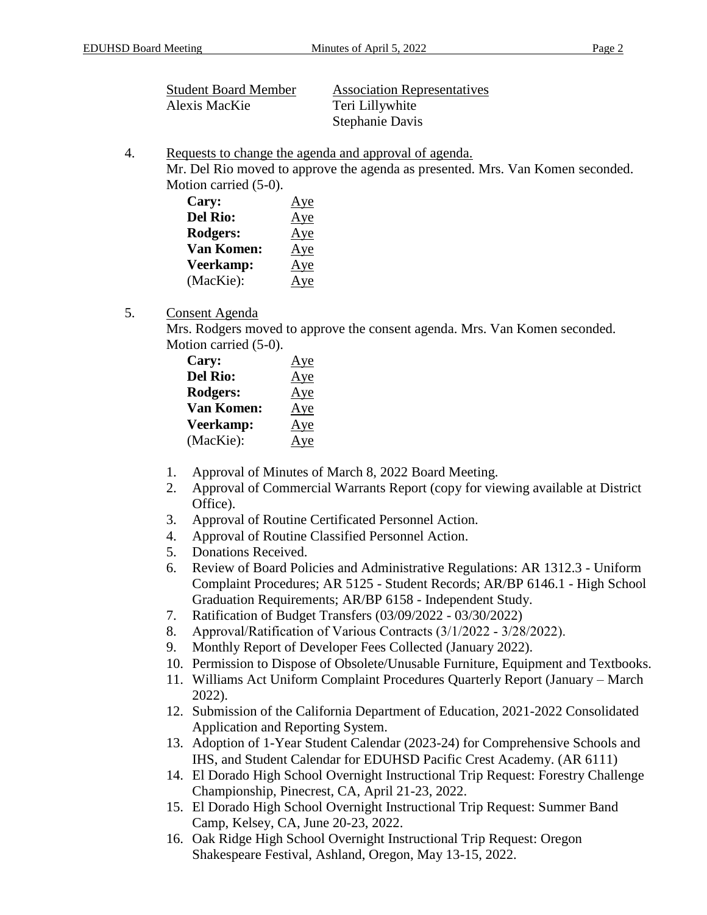| Student Board Member | Association Representatives |
|---|---|
| Alexis MacKie | Teri Lillywhite |
| | Stephanie Davis |

4. Requests to change the agenda and approval of agenda.

   Mr. Del Rio moved to approve the agenda as presented. Mrs. Van Komen seconded. Motion carried (5-0).

   **Cary:** Aye
   **Del Rio:** Aye
   **Rodgers:** Aye
   **Van Komen:** Aye
   **Veerkamp:** Aye
   (MacKie): Aye

5. Consent Agenda

   Mrs. Rodgers moved to approve the consent agenda. Mrs. Van Komen seconded. Motion carried (5-0).

   **Cary:** Aye
   **Del Rio:** Aye
   **Rodgers:** Aye
   **Van Komen:** Aye
   **Veerkamp:** Aye
   (MacKie): Aye

   1. Approval of Minutes of March 8, 2022 Board Meeting.
   2. Approval of Commercial Warrants Report (copy for viewing available at District Office).
   3. Approval of Routine Certificated Personnel Action.
   4. Approval of Routine Classified Personnel Action.
   5. Donations Received.
   6. Review of Board Policies and Administrative Regulations: AR 1312.3 - Uniform Complaint Procedures; AR 5125 - Student Records; AR/BP 6146.1 - High School Graduation Requirements; AR/BP 6158 - Independent Study.
   7. Ratification of Budget Transfers (03/09/2022 - 03/30/2022)
   8. Approval/Ratification of Various Contracts (3/1/2022 - 3/28/2022).
   9. Monthly Report of Developer Fees Collected (January 2022).
   10. Permission to Dispose of Obsolete/Unusable Furniture, Equipment and Textbooks.
   11. Williams Act Uniform Complaint Procedures Quarterly Report (January – March 2022).
   12. Submission of the California Department of Education, 2021-2022 Consolidated Application and Reporting System.
   13. Adoption of 1-Year Student Calendar (2023-24) for Comprehensive Schools and IHS, and Student Calendar for EDUHSD Pacific Crest Academy. (AR 6111)
   14. El Dorado High School Overnight Instructional Trip Request: Forestry Challenge Championship, Pinecrest, CA, April 21-23, 2022.
   15. El Dorado High School Overnight Instructional Trip Request: Summer Band Camp, Kelsey, CA, June 20-23, 2022.
   16. Oak Ridge High School Overnight Instructional Trip Request: Oregon Shakespeare Festival, Ashland, Oregon, May 13-15, 2022.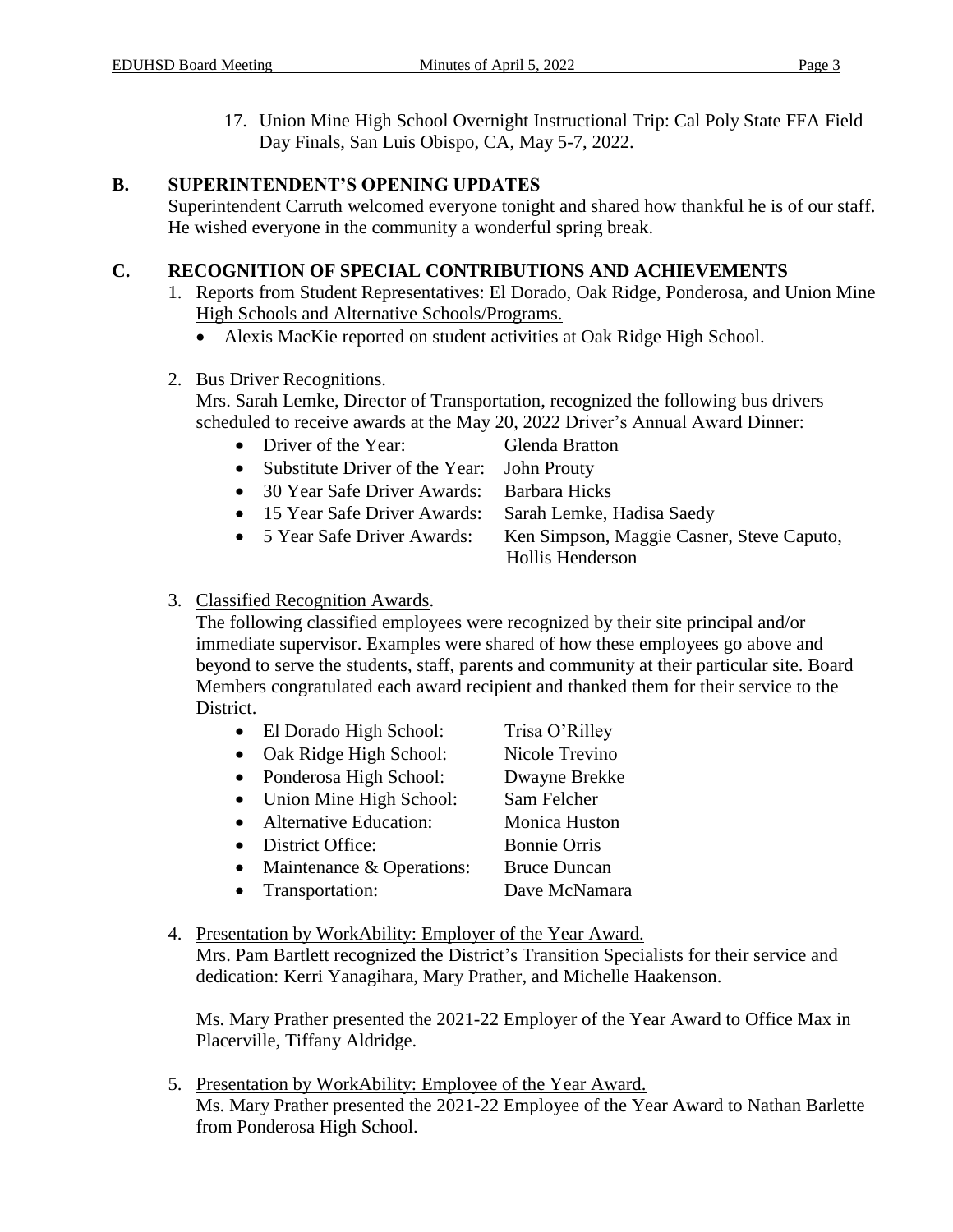17. Union Mine High School Overnight Instructional Trip: Cal Poly State FFA Field Day Finals, San Luis Obispo, CA, May 5-7, 2022.

## B. SUPERINTENDENT'S OPENING UPDATES

Superintendent Carruth welcomed everyone tonight and shared how thankful he is of our staff. He wished everyone in the community a wonderful spring break.

## C. RECOGNITION OF SPECIAL CONTRIBUTIONS AND ACHIEVEMENTS

1. Reports from Student Representatives: El Dorado, Oak Ridge, Ponderosa, and Union Mine High Schools and Alternative Schools/Programs.
   - Alexis MacKie reported on student activities at Oak Ridge High School.

2. Bus Driver Recognitions.
   Mrs. Sarah Lemke, Director of Transportation, recognized the following bus drivers scheduled to receive awards at the May 20, 2022 Driver's Annual Award Dinner:
   - Driver of the Year: Glenda Bratton
   - Substitute Driver of the Year: John Prouty
   - 30 Year Safe Driver Awards: Barbara Hicks
   - 15 Year Safe Driver Awards: Sarah Lemke, Hadisa Saedy
   - 5 Year Safe Driver Awards: Ken Simpson, Maggie Casner, Steve Caputo, Hollis Henderson

3. Classified Recognition Awards.
   The following classified employees were recognized by their site principal and/or immediate supervisor. Examples were shared of how these employees go above and beyond to serve the students, staff, parents and community at their particular site. Board Members congratulated each award recipient and thanked them for their service to the District.
   - El Dorado High School: Trisa O'Rilley
   - Oak Ridge High School: Nicole Trevino
   - Ponderosa High School: Dwayne Brekke
   - Union Mine High School: Sam Felcher
   - Alternative Education: Monica Huston
   - District Office: Bonnie Orris
   - Maintenance & Operations: Bruce Duncan
   - Transportation: Dave McNamara

4. Presentation by WorkAbility: Employer of the Year Award.
   Mrs. Pam Bartlett recognized the District's Transition Specialists for their service and dedication: Kerri Yanagihara, Mary Prather, and Michelle Haakenson.

   Ms. Mary Prather presented the 2021-22 Employer of the Year Award to Office Max in Placerville, Tiffany Aldridge.

5. Presentation by WorkAbility: Employee of the Year Award.
   Ms. Mary Prather presented the 2021-22 Employee of the Year Award to Nathan Barlette from Ponderosa High School.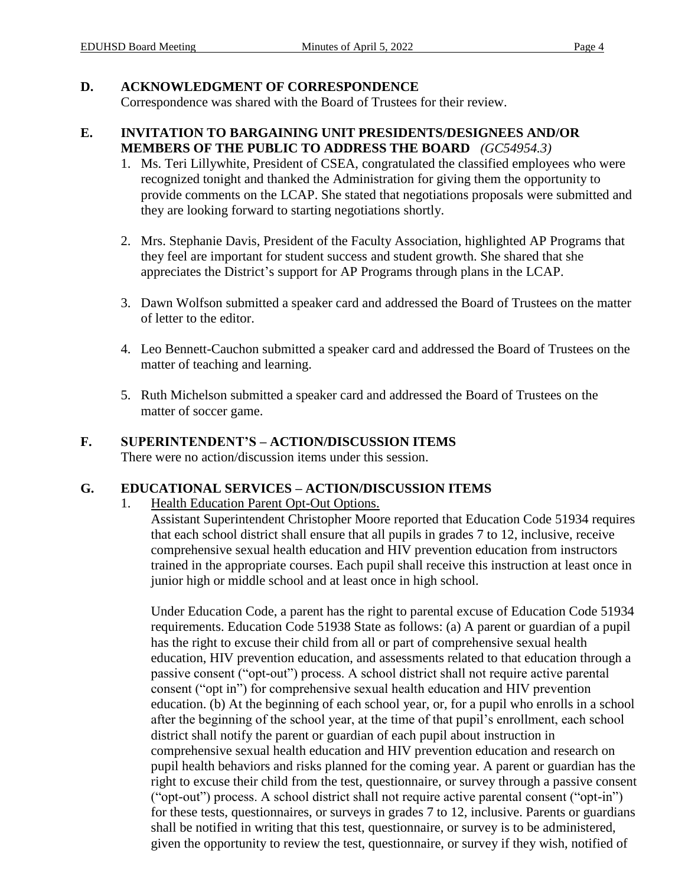## D. ACKNOWLEDGMENT OF CORRESPONDENCE

Correspondence was shared with the Board of Trustees for their review.

## E. INVITATION TO BARGAINING UNIT PRESIDENTS/DESIGNEES AND/OR MEMBERS OF THE PUBLIC TO ADDRESS THE BOARD *(GC54954.3)*

1. Ms. Teri Lillywhite, President of CSEA, congratulated the classified employees who were recognized tonight and thanked the Administration for giving them the opportunity to provide comments on the LCAP. She stated that negotiations proposals were submitted and they are looking forward to starting negotiations shortly.

2. Mrs. Stephanie Davis, President of the Faculty Association, highlighted AP Programs that they feel are important for student success and student growth. She shared that she appreciates the District's support for AP Programs through plans in the LCAP.

3. Dawn Wolfson submitted a speaker card and addressed the Board of Trustees on the matter of letter to the editor.

4. Leo Bennett-Cauchon submitted a speaker card and addressed the Board of Trustees on the matter of teaching and learning.

5. Ruth Michelson submitted a speaker card and addressed the Board of Trustees on the matter of soccer game.

## F. SUPERINTENDENT'S – ACTION/DISCUSSION ITEMS

There were no action/discussion items under this session.

## G. EDUCATIONAL SERVICES – ACTION/DISCUSSION ITEMS

1. Health Education Parent Opt-Out Options.

   Assistant Superintendent Christopher Moore reported that Education Code 51934 requires that each school district shall ensure that all pupils in grades 7 to 12, inclusive, receive comprehensive sexual health education and HIV prevention education from instructors trained in the appropriate courses. Each pupil shall receive this instruction at least once in junior high or middle school and at least once in high school.

   Under Education Code, a parent has the right to parental excuse of Education Code 51934 requirements. Education Code 51938 State as follows: (a) A parent or guardian of a pupil has the right to excuse their child from all or part of comprehensive sexual health education, HIV prevention education, and assessments related to that education through a passive consent ("opt-out") process. A school district shall not require active parental consent ("opt in") for comprehensive sexual health education and HIV prevention education. (b) At the beginning of each school year, or, for a pupil who enrolls in a school after the beginning of the school year, at the time of that pupil's enrollment, each school district shall notify the parent or guardian of each pupil about instruction in comprehensive sexual health education and HIV prevention education and research on pupil health behaviors and risks planned for the coming year. A parent or guardian has the right to excuse their child from the test, questionnaire, or survey through a passive consent ("opt-out") process. A school district shall not require active parental consent ("opt-in") for these tests, questionnaires, or surveys in grades 7 to 12, inclusive. Parents or guardians shall be notified in writing that this test, questionnaire, or survey is to be administered, given the opportunity to review the test, questionnaire, or survey if they wish, notified of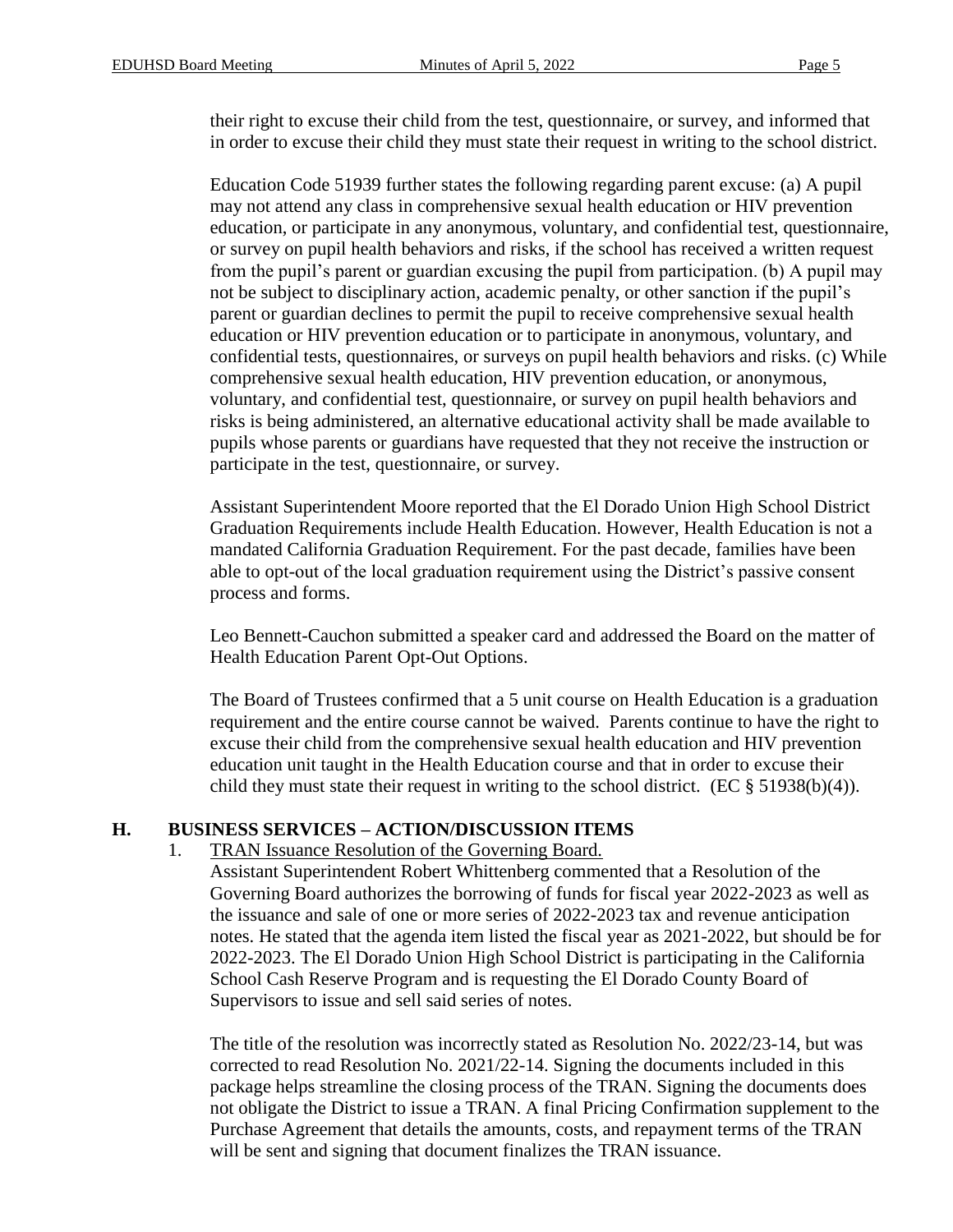their right to excuse their child from the test, questionnaire, or survey, and informed that in order to excuse their child they must state their request in writing to the school district.

Education Code 51939 further states the following regarding parent excuse: (a) A pupil may not attend any class in comprehensive sexual health education or HIV prevention education, or participate in any anonymous, voluntary, and confidential test, questionnaire, or survey on pupil health behaviors and risks, if the school has received a written request from the pupil's parent or guardian excusing the pupil from participation. (b) A pupil may not be subject to disciplinary action, academic penalty, or other sanction if the pupil's parent or guardian declines to permit the pupil to receive comprehensive sexual health education or HIV prevention education or to participate in anonymous, voluntary, and confidential tests, questionnaires, or surveys on pupil health behaviors and risks. (c) While comprehensive sexual health education, HIV prevention education, or anonymous, voluntary, and confidential test, questionnaire, or survey on pupil health behaviors and risks is being administered, an alternative educational activity shall be made available to pupils whose parents or guardians have requested that they not receive the instruction or participate in the test, questionnaire, or survey.

Assistant Superintendent Moore reported that the El Dorado Union High School District Graduation Requirements include Health Education. However, Health Education is not a mandated California Graduation Requirement. For the past decade, families have been able to opt-out of the local graduation requirement using the District's passive consent process and forms.

Leo Bennett-Cauchon submitted a speaker card and addressed the Board on the matter of Health Education Parent Opt-Out Options.

The Board of Trustees confirmed that a 5 unit course on Health Education is a graduation requirement and the entire course cannot be waived. Parents continue to have the right to excuse their child from the comprehensive sexual health education and HIV prevention education unit taught in the Health Education course and that in order to excuse their child they must state their request in writing to the school district. (EC § 51938(b)(4)).

## H. BUSINESS SERVICES – ACTION/DISCUSSION ITEMS

1. <u>TRAN Issuance Resolution of the Governing Board.</u>

   Assistant Superintendent Robert Whittenberg commented that a Resolution of the Governing Board authorizes the borrowing of funds for fiscal year 2022-2023 as well as the issuance and sale of one or more series of 2022-2023 tax and revenue anticipation notes. He stated that the agenda item listed the fiscal year as 2021-2022, but should be for 2022-2023. The El Dorado Union High School District is participating in the California School Cash Reserve Program and is requesting the El Dorado County Board of Supervisors to issue and sell said series of notes.

   The title of the resolution was incorrectly stated as Resolution No. 2022/23-14, but was corrected to read Resolution No. 2021/22-14. Signing the documents included in this package helps streamline the closing process of the TRAN. Signing the documents does not obligate the District to issue a TRAN. A final Pricing Confirmation supplement to the Purchase Agreement that details the amounts, costs, and repayment terms of the TRAN will be sent and signing that document finalizes the TRAN issuance.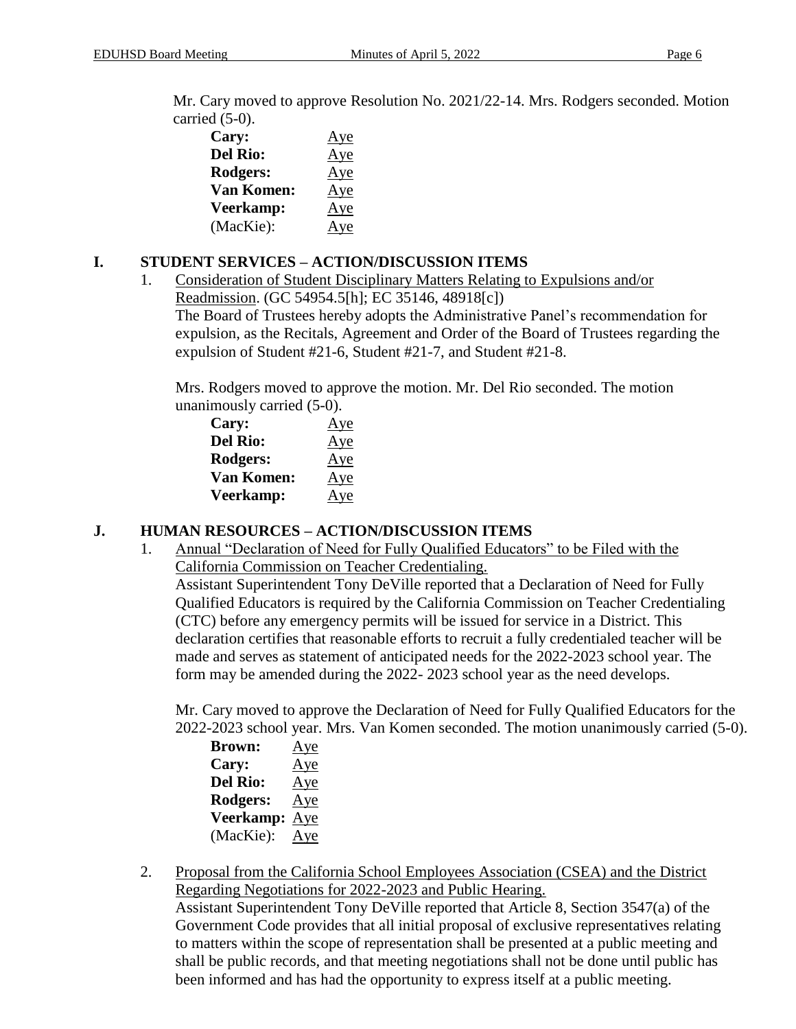Mr. Cary moved to approve Resolution No. 2021/22-14. Mrs. Rodgers seconded. Motion carried (5-0).

| | |
|---|---|
| **Cary:** | Aye |
| **Del Rio:** | Aye |
| **Rodgers:** | Aye |
| **Van Komen:** | Aye |
| **Veerkamp:** | Aye |
| (MacKie): | Aye |

## I. STUDENT SERVICES – ACTION/DISCUSSION ITEMS

1. Consideration of Student Disciplinary Matters Relating to Expulsions and/or Readmission. (GC 54954.5[h]; EC 35146, 48918[c])
   The Board of Trustees hereby adopts the Administrative Panel's recommendation for expulsion, as the Recitals, Agreement and Order of the Board of Trustees regarding the expulsion of Student #21-6, Student #21-7, and Student #21-8.

   Mrs. Rodgers moved to approve the motion. Mr. Del Rio seconded. The motion unanimously carried (5-0).

| | |
|---|---|
| **Cary:** | Aye |
| **Del Rio:** | Aye |
| **Rodgers:** | Aye |
| **Van Komen:** | Aye |
| **Veerkamp:** | Aye |

## J. HUMAN RESOURCES – ACTION/DISCUSSION ITEMS

1. Annual "Declaration of Need for Fully Qualified Educators" to be Filed with the California Commission on Teacher Credentialing.
   Assistant Superintendent Tony DeVille reported that a Declaration of Need for Fully Qualified Educators is required by the California Commission on Teacher Credentialing (CTC) before any emergency permits will be issued for service in a District. This declaration certifies that reasonable efforts to recruit a fully credentialed teacher will be made and serves as statement of anticipated needs for the 2022-2023 school year. The form may be amended during the 2022- 2023 school year as the need develops.

   Mr. Cary moved to approve the Declaration of Need for Fully Qualified Educators for the 2022-2023 school year. Mrs. Van Komen seconded. The motion unanimously carried (5-0).

| | |
|---|---|
| **Brown:** | Aye |
| **Cary:** | Aye |
| **Del Rio:** | Aye |
| **Rodgers:** | Aye |
| **Veerkamp:** | Aye |
| (MacKie): | Aye |

2. Proposal from the California School Employees Association (CSEA) and the District Regarding Negotiations for 2022-2023 and Public Hearing.
   Assistant Superintendent Tony DeVille reported that Article 8, Section 3547(a) of the Government Code provides that all initial proposal of exclusive representatives relating to matters within the scope of representation shall be presented at a public meeting and shall be public records, and that meeting negotiations shall not be done until public has been informed and has had the opportunity to express itself at a public meeting.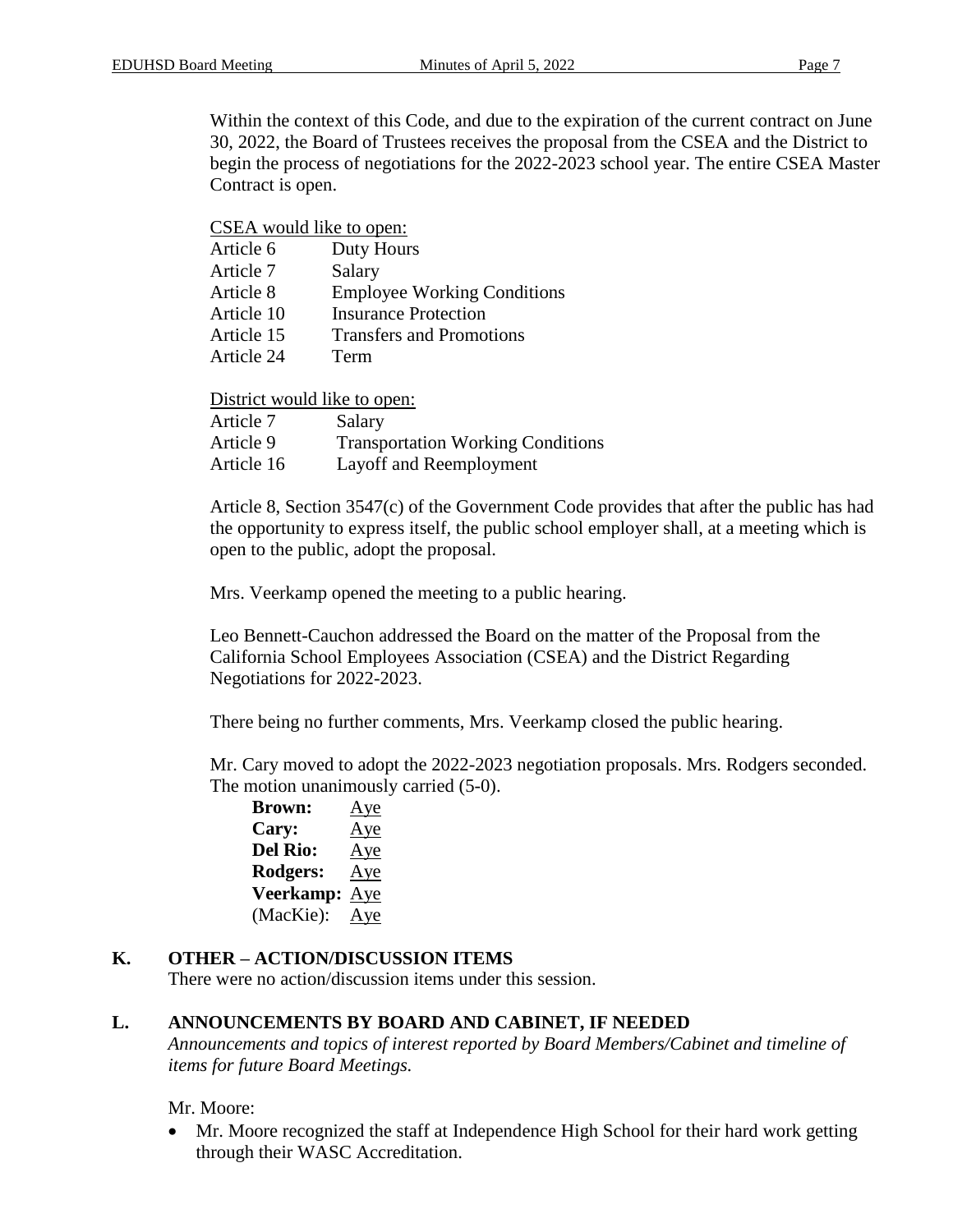Within the context of this Code, and due to the expiration of the current contract on June 30, 2022, the Board of Trustees receives the proposal from the CSEA and the District to begin the process of negotiations for the 2022-2023 school year. The entire CSEA Master Contract is open.

CSEA would like to open:

| | |
|---|---|
| Article 6 | Duty Hours |
| Article 7 | Salary |
| Article 8 | Employee Working Conditions |
| Article 10 | Insurance Protection |
| Article 15 | Transfers and Promotions |
| Article 24 | Term |

District would like to open:

| | |
|---|---|
| Article 7 | Salary |
| Article 9 | Transportation Working Conditions |
| Article 16 | Layoff and Reemployment |

Article 8, Section 3547(c) of the Government Code provides that after the public has had the opportunity to express itself, the public school employer shall, at a meeting which is open to the public, adopt the proposal.

Mrs. Veerkamp opened the meeting to a public hearing.

Leo Bennett-Cauchon addressed the Board on the matter of the Proposal from the California School Employees Association (CSEA) and the District Regarding Negotiations for 2022-2023.

There being no further comments, Mrs. Veerkamp closed the public hearing.

Mr. Cary moved to adopt the 2022-2023 negotiation proposals. Mrs. Rodgers seconded. The motion unanimously carried (5-0).

**Brown:** Aye
**Cary:** Aye
**Del Rio:** Aye
**Rodgers:** Aye
**Veerkamp:** Aye
(MacKie): Aye

## K. OTHER – ACTION/DISCUSSION ITEMS

There were no action/discussion items under this session.

## L. ANNOUNCEMENTS BY BOARD AND CABINET, IF NEEDED

*Announcements and topics of interest reported by Board Members/Cabinet and timeline of items for future Board Meetings.*

Mr. Moore:

- Mr. Moore recognized the staff at Independence High School for their hard work getting through their WASC Accreditation.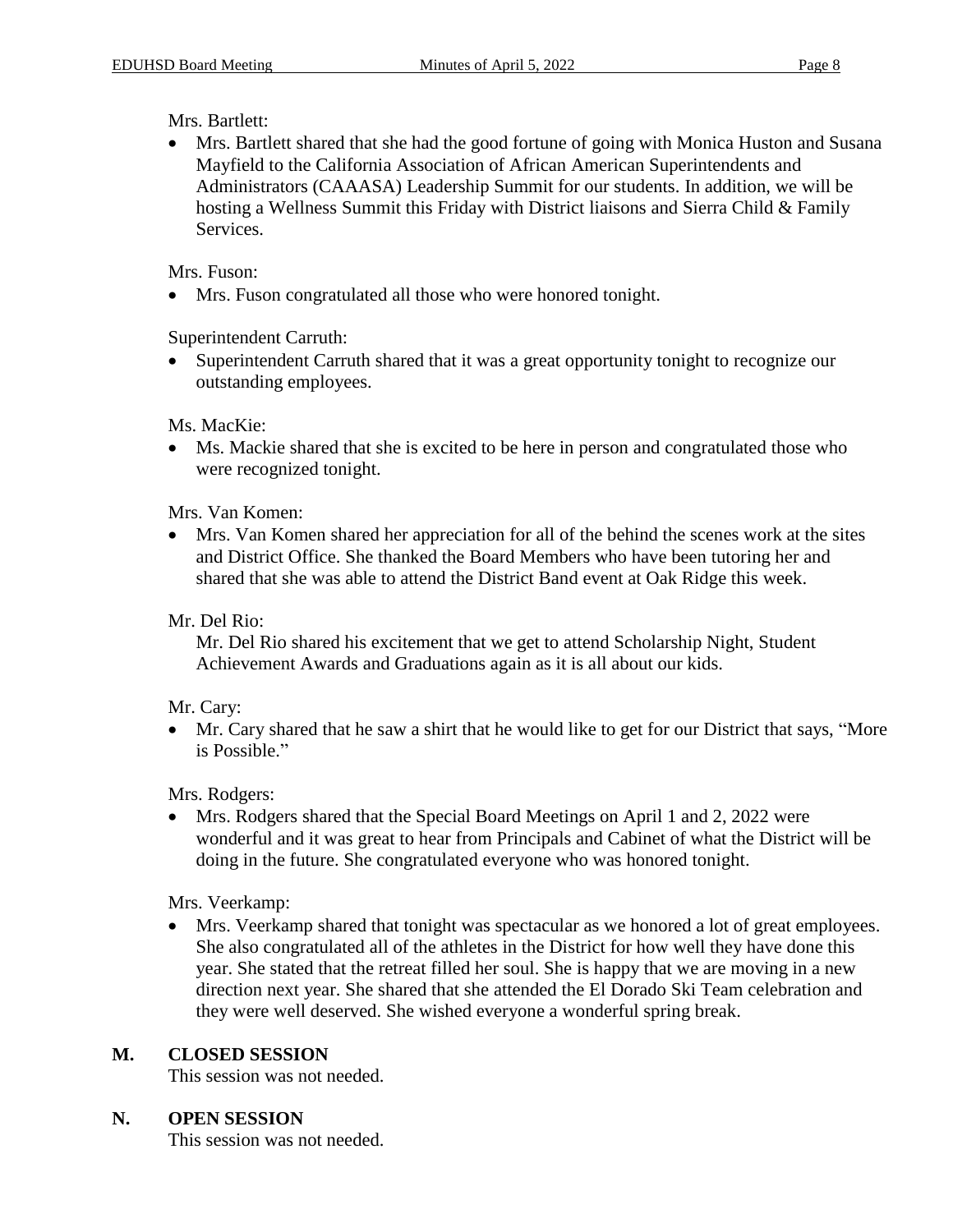Mrs. Bartlett:

- Mrs. Bartlett shared that she had the good fortune of going with Monica Huston and Susana Mayfield to the California Association of African American Superintendents and Administrators (CAAASA) Leadership Summit for our students. In addition, we will be hosting a Wellness Summit this Friday with District liaisons and Sierra Child & Family Services.

Mrs. Fuson:

- Mrs. Fuson congratulated all those who were honored tonight.

Superintendent Carruth:

- Superintendent Carruth shared that it was a great opportunity tonight to recognize our outstanding employees.

Ms. MacKie:

- Ms. Mackie shared that she is excited to be here in person and congratulated those who were recognized tonight.

Mrs. Van Komen:

- Mrs. Van Komen shared her appreciation for all of the behind the scenes work at the sites and District Office. She thanked the Board Members who have been tutoring her and shared that she was able to attend the District Band event at Oak Ridge this week.

Mr. Del Rio:

Mr. Del Rio shared his excitement that we get to attend Scholarship Night, Student Achievement Awards and Graduations again as it is all about our kids.

Mr. Cary:

- Mr. Cary shared that he saw a shirt that he would like to get for our District that says, "More is Possible."

Mrs. Rodgers:

- Mrs. Rodgers shared that the Special Board Meetings on April 1 and 2, 2022 were wonderful and it was great to hear from Principals and Cabinet of what the District will be doing in the future. She congratulated everyone who was honored tonight.

Mrs. Veerkamp:

- Mrs. Veerkamp shared that tonight was spectacular as we honored a lot of great employees. She also congratulated all of the athletes in the District for how well they have done this year. She stated that the retreat filled her soul. She is happy that we are moving in a new direction next year. She shared that she attended the El Dorado Ski Team celebration and they were well deserved. She wished everyone a wonderful spring break.

## M. CLOSED SESSION

This session was not needed.

## N. OPEN SESSION

This session was not needed.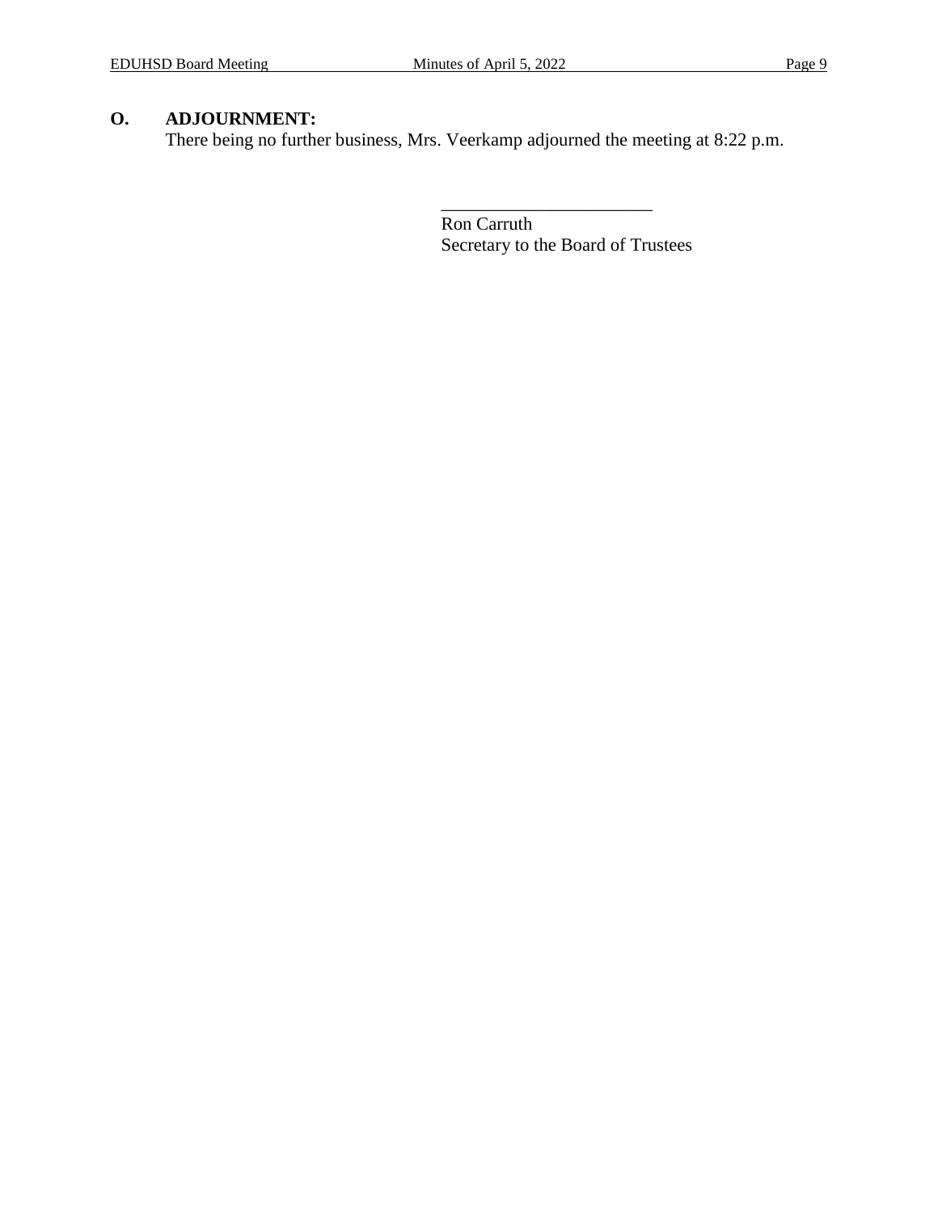## O. ADJOURNMENT:

There being no further business, Mrs. Veerkamp adjourned the meeting at 8:22 p.m.

\_\_\_\_\_\_\_\_\_\_\_\_\_\_\_\_\_\_\_\_\_\_\_\_

Ron Carruth
Secretary to the Board of Trustees